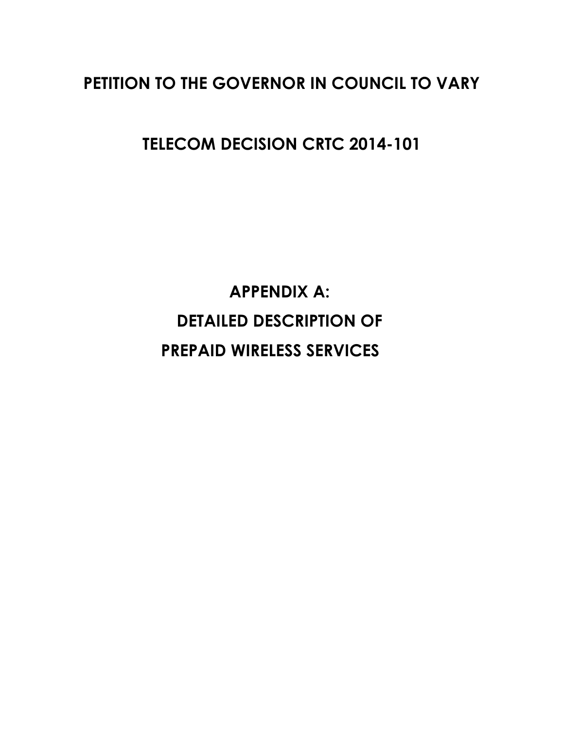# PETITION TO THE GOVERNOR IN COUNCIL TO VARY

# TELECOM DECISION CRTC 2014-101

## APPENDIX A:
## DETAILED DESCRIPTION OF
## PREPAID WIRELESS SERVICES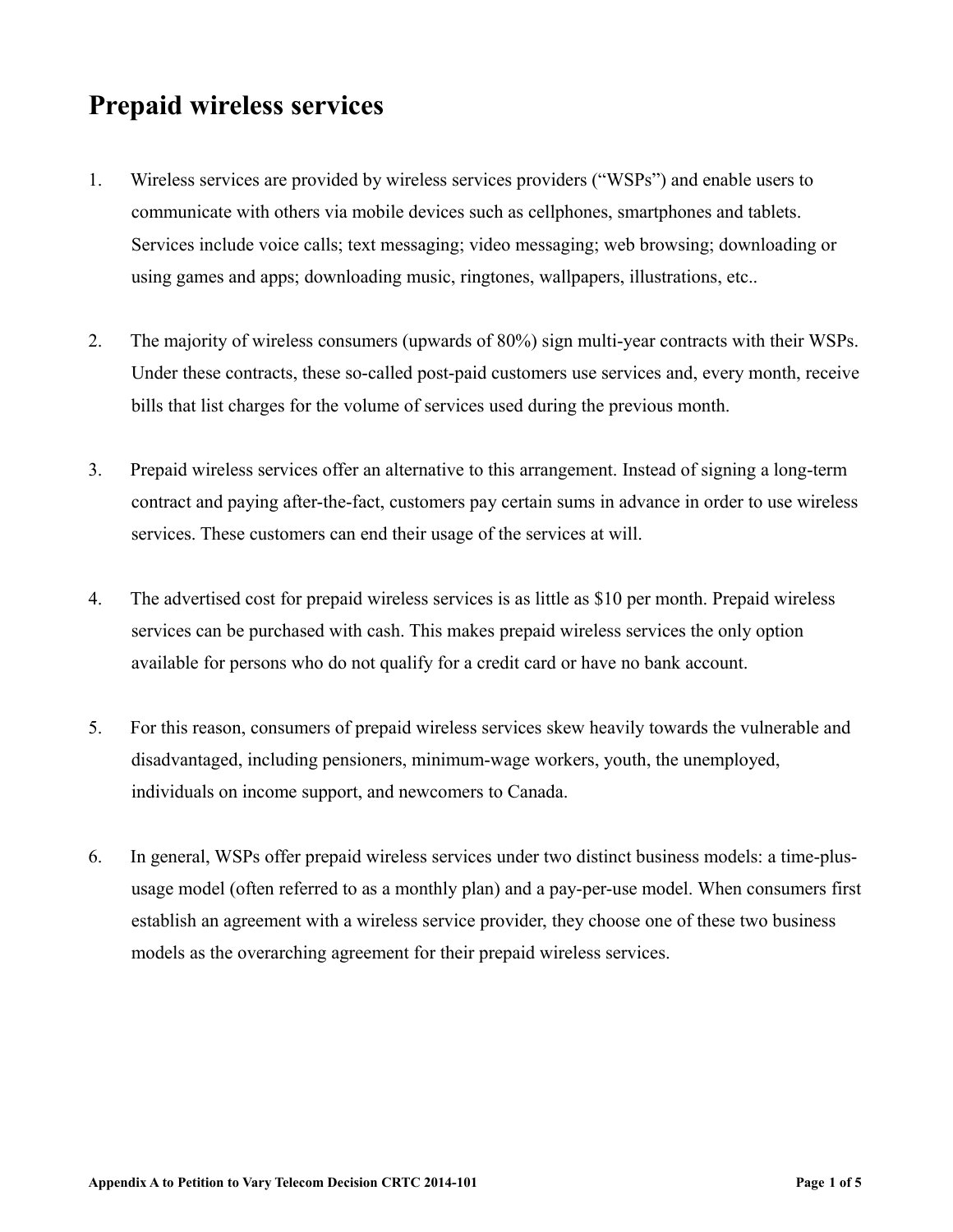# Prepaid wireless services

1. Wireless services are provided by wireless services providers ("WSPs") and enable users to communicate with others via mobile devices such as cellphones, smartphones and tablets. Services include voice calls; text messaging; video messaging; web browsing; downloading or using games and apps; downloading music, ringtones, wallpapers, illustrations, etc..

2. The majority of wireless consumers (upwards of 80%) sign multi-year contracts with their WSPs. Under these contracts, these so-called post-paid customers use services and, every month, receive bills that list charges for the volume of services used during the previous month.

3. Prepaid wireless services offer an alternative to this arrangement. Instead of signing a long-term contract and paying after-the-fact, customers pay certain sums in advance in order to use wireless services. These customers can end their usage of the services at will.

4. The advertised cost for prepaid wireless services is as little as $10 per month. Prepaid wireless services can be purchased with cash. This makes prepaid wireless services the only option available for persons who do not qualify for a credit card or have no bank account.

5. For this reason, consumers of prepaid wireless services skew heavily towards the vulnerable and disadvantaged, including pensioners, minimum-wage workers, youth, the unemployed, individuals on income support, and newcomers to Canada.

6. In general, WSPs offer prepaid wireless services under two distinct business models: a time-plus-usage model (often referred to as a monthly plan) and a pay-per-use model. When consumers first establish an agreement with a wireless service provider, they choose one of these two business models as the overarching agreement for their prepaid wireless services.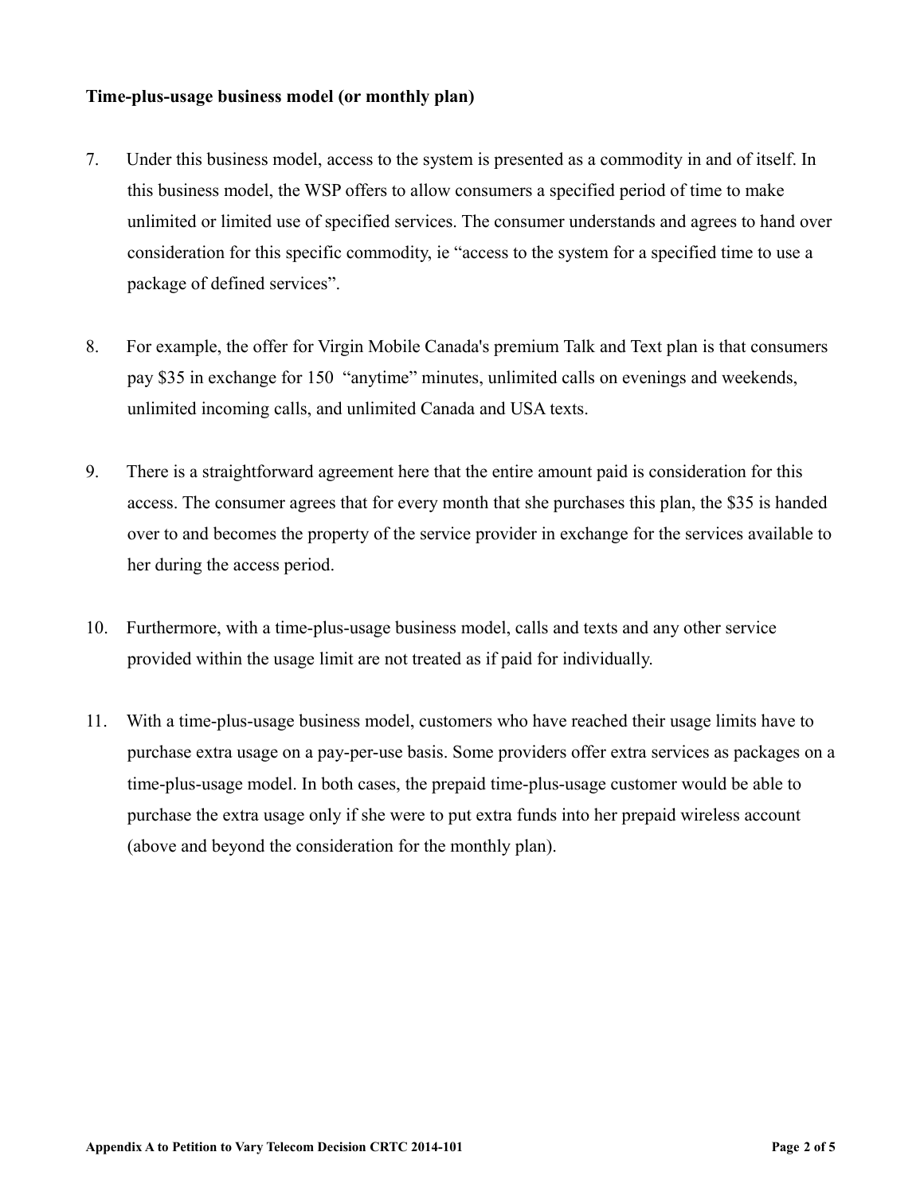**Time-plus-usage business model (or monthly plan)**

7. Under this business model, access to the system is presented as a commodity in and of itself. In this business model, the WSP offers to allow consumers a specified period of time to make unlimited or limited use of specified services. The consumer understands and agrees to hand over consideration for this specific commodity, ie "access to the system for a specified time to use a package of defined services".

8. For example, the offer for Virgin Mobile Canada's premium Talk and Text plan is that consumers pay $35 in exchange for 150 "anytime" minutes, unlimited calls on evenings and weekends, unlimited incoming calls, and unlimited Canada and USA texts.

9. There is a straightforward agreement here that the entire amount paid is consideration for this access. The consumer agrees that for every month that she purchases this plan, the $35 is handed over to and becomes the property of the service provider in exchange for the services available to her during the access period.

10. Furthermore, with a time-plus-usage business model, calls and texts and any other service provided within the usage limit are not treated as if paid for individually.

11. With a time-plus-usage business model, customers who have reached their usage limits have to purchase extra usage on a pay-per-use basis. Some providers offer extra services as packages on a time-plus-usage model. In both cases, the prepaid time-plus-usage customer would be able to purchase the extra usage only if she were to put extra funds into her prepaid wireless account (above and beyond the consideration for the monthly plan).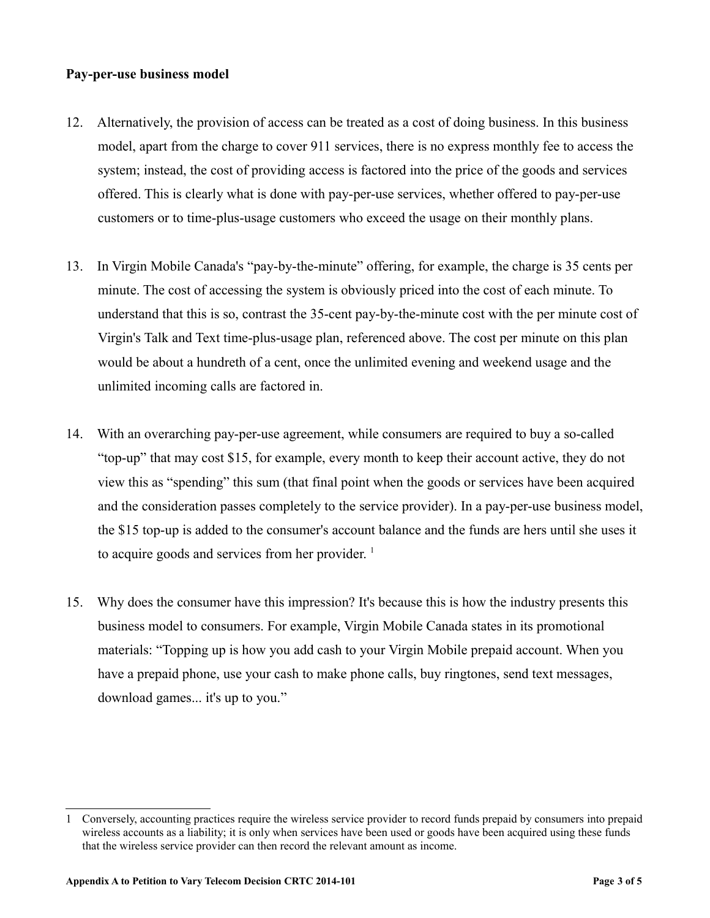**Pay-per-use business model**

12. Alternatively, the provision of access can be treated as a cost of doing business. In this business model, apart from the charge to cover 911 services, there is no express monthly fee to access the system; instead, the cost of providing access is factored into the price of the goods and services offered. This is clearly what is done with pay-per-use services, whether offered to pay-per-use customers or to time-plus-usage customers who exceed the usage on their monthly plans.

13. In Virgin Mobile Canada's "pay-by-the-minute" offering, for example, the charge is 35 cents per minute. The cost of accessing the system is obviously priced into the cost of each minute. To understand that this is so, contrast the 35-cent pay-by-the-minute cost with the per minute cost of Virgin's Talk and Text time-plus-usage plan, referenced above. The cost per minute on this plan would be about a hundreth of a cent, once the unlimited evening and weekend usage and the unlimited incoming calls are factored in.

14. With an overarching pay-per-use agreement, while consumers are required to buy a so-called "top-up" that may cost $15, for example, every month to keep their account active, they do not view this as "spending" this sum (that final point when the goods or services have been acquired and the consideration passes completely to the service provider). In a pay-per-use business model, the $15 top-up is added to the consumer's account balance and the funds are hers until she uses it to acquire goods and services from her provider. [1]

15. Why does the consumer have this impression? It's because this is how the industry presents this business model to consumers. For example, Virgin Mobile Canada states in its promotional materials: "Topping up is how you add cash to your Virgin Mobile prepaid account. When you have a prepaid phone, use your cash to make phone calls, buy ringtones, send text messages, download games... it's up to you."

---

1 Conversely, accounting practices require the wireless service provider to record funds prepaid by consumers into prepaid wireless accounts as a liability; it is only when services have been used or goods have been acquired using these funds that the wireless service provider can then record the relevant amount as income.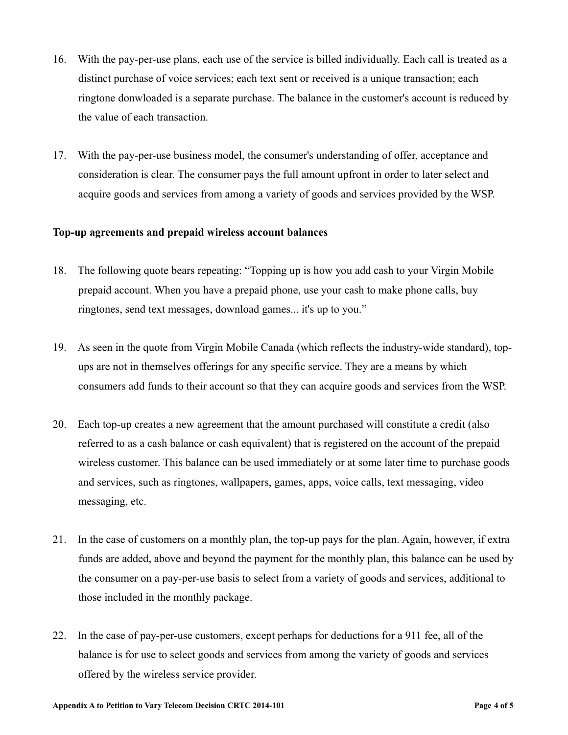16. With the pay-per-use plans, each use of the service is billed individually. Each call is treated as a distinct purchase of voice services; each text sent or received is a unique transaction; each ringtone donwloaded is a separate purchase. The balance in the customer's account is reduced by the value of each transaction.

17. With the pay-per-use business model, the consumer's understanding of offer, acceptance and consideration is clear. The consumer pays the full amount upfront in order to later select and acquire goods and services from among a variety of goods and services provided by the WSP.

**Top-up agreements and prepaid wireless account balances**

18. The following quote bears repeating: “Topping up is how you add cash to your Virgin Mobile prepaid account. When you have a prepaid phone, use your cash to make phone calls, buy ringtones, send text messages, download games... it's up to you.”

19. As seen in the quote from Virgin Mobile Canada (which reflects the industry-wide standard), top-ups are not in themselves offerings for any specific service. They are a means by which consumers add funds to their account so that they can acquire goods and services from the WSP.

20. Each top-up creates a new agreement that the amount purchased will constitute a credit (also referred to as a cash balance or cash equivalent) that is registered on the account of the prepaid wireless customer. This balance can be used immediately or at some later time to purchase goods and services, such as ringtones, wallpapers, games, apps, voice calls, text messaging, video messaging, etc.

21. In the case of customers on a monthly plan, the top-up pays for the plan. Again, however, if extra funds are added, above and beyond the payment for the monthly plan, this balance can be used by the consumer on a pay-per-use basis to select from a variety of goods and services, additional to those included in the monthly package.

22. In the case of pay-per-use customers, except perhaps for deductions for a 911 fee, all of the balance is for use to select goods and services from among the variety of goods and services offered by the wireless service provider.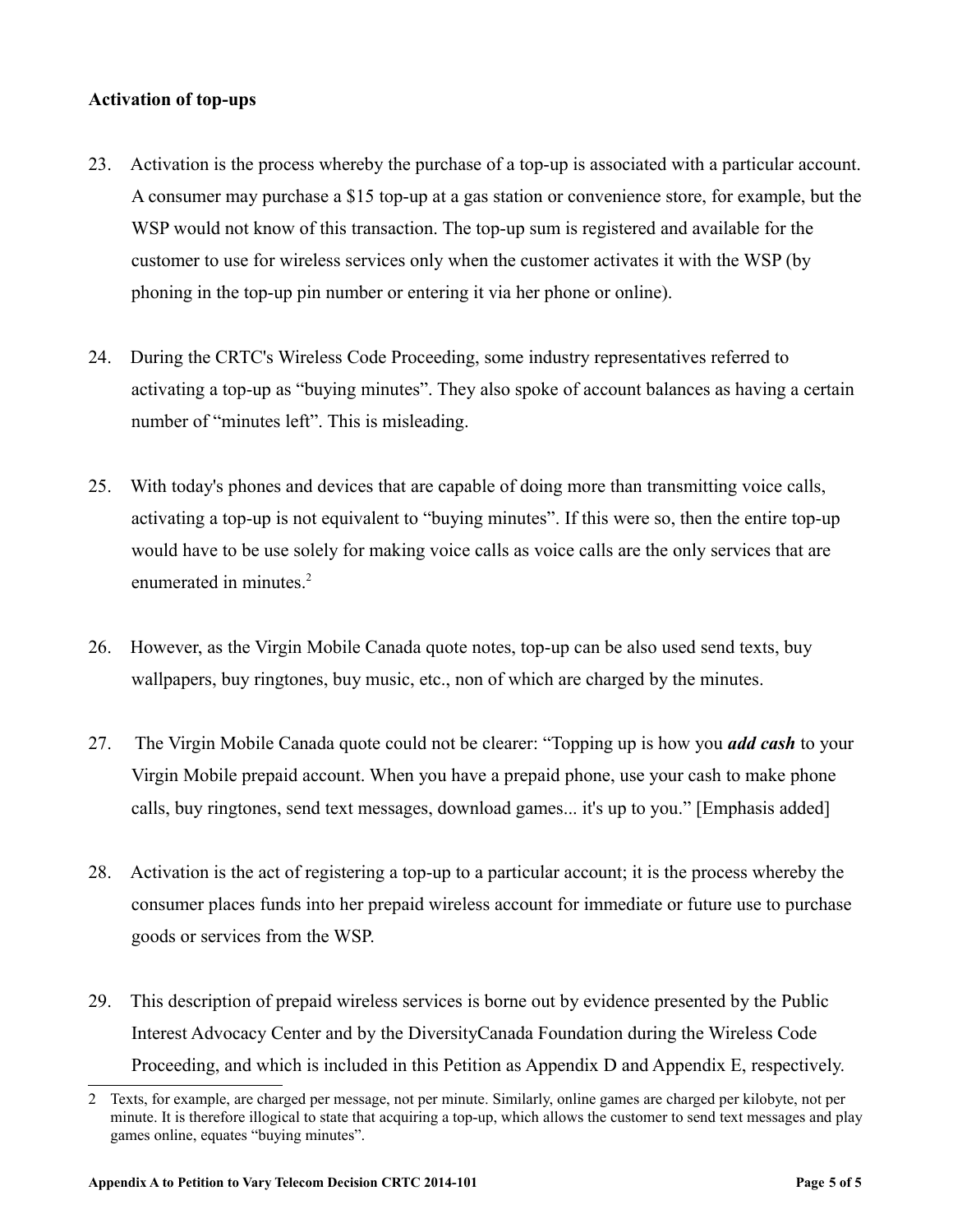**Activation of top-ups**

23. Activation is the process whereby the purchase of a top-up is associated with a particular account. A consumer may purchase a $15 top-up at a gas station or convenience store, for example, but the WSP would not know of this transaction. The top-up sum is registered and available for the customer to use for wireless services only when the customer activates it with the WSP (by phoning in the top-up pin number or entering it via her phone or online).

24. During the CRTC's Wireless Code Proceeding, some industry representatives referred to activating a top-up as "buying minutes". They also spoke of account balances as having a certain number of "minutes left". This is misleading.

25. With today's phones and devices that are capable of doing more than transmitting voice calls, activating a top-up is not equivalent to "buying minutes". If this were so, then the entire top-up would have to be use solely for making voice calls as voice calls are the only services that are enumerated in minutes.[2]

26. However, as the Virgin Mobile Canada quote notes, top-up can be also used send texts, buy wallpapers, buy ringtones, buy music, etc., non of which are charged by the minutes.

27. The Virgin Mobile Canada quote could not be clearer: "Topping up is how you ***add cash*** to your Virgin Mobile prepaid account. When you have a prepaid phone, use your cash to make phone calls, buy ringtones, send text messages, download games... it's up to you." [Emphasis added]

28. Activation is the act of registering a top-up to a particular account; it is the process whereby the consumer places funds into her prepaid wireless account for immediate or future use to purchase goods or services from the WSP.

29. This description of prepaid wireless services is borne out by evidence presented by the Public Interest Advocacy Center and by the DiversityCanada Foundation during the Wireless Code Proceeding, and which is included in this Petition as Appendix D and Appendix E, respectively.

---

2 Texts, for example, are charged per message, not per minute. Similarly, online games are charged per kilobyte, not per minute. It is therefore illogical to state that acquiring a top-up, which allows the customer to send text messages and play games online, equates "buying minutes".